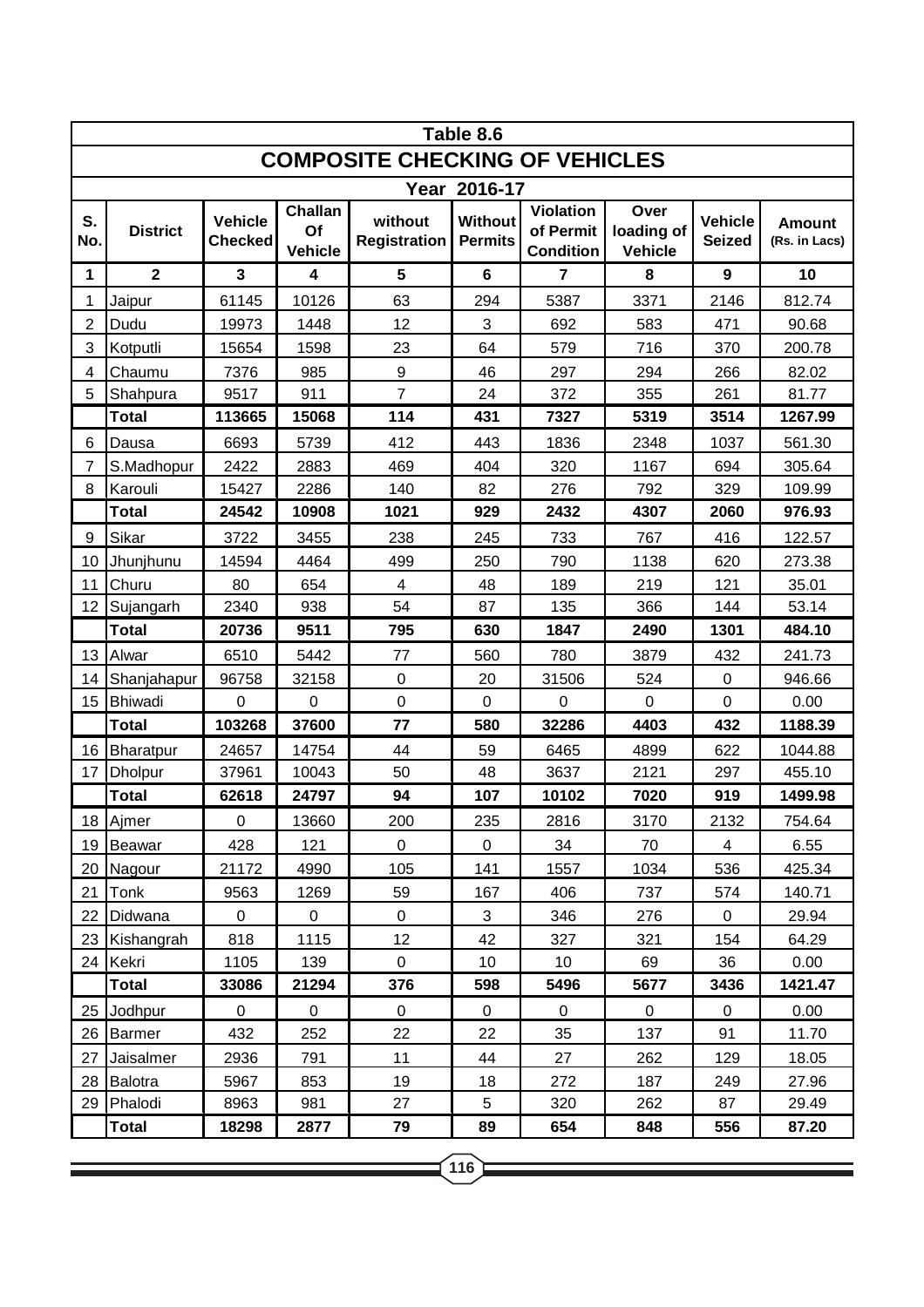# Table 8.6

## COMPOSITE CHECKING OF VEHICLES

### Year 2016-17

| S. No. | District | Vehicle Checked | Challan Of Vehicle | without Registration | Without Permits | Violation of Permit Condition | Over loading of Vehicle | Vehicle Seized | Amount (Rs. in Lacs) |
|---|---|---|---|---|---|---|---|---|---|
| 1 | 2 | 3 | 4 | 5 | 6 | 7 | 8 | 9 | 10 |
| 1 | Jaipur | 61145 | 10126 | 63 | 294 | 5387 | 3371 | 2146 | 812.74 |
| 2 | Dudu | 19973 | 1448 | 12 | 3 | 692 | 583 | 471 | 90.68 |
| 3 | Kotputli | 15654 | 1598 | 23 | 64 | 579 | 716 | 370 | 200.78 |
| 4 | Chaumu | 7376 | 985 | 9 | 46 | 297 | 294 | 266 | 82.02 |
| 5 | Shahpura | 9517 | 911 | 7 | 24 | 372 | 355 | 261 | 81.77 |
| | **Total** | **113665** | **15068** | **114** | **431** | **7327** | **5319** | **3514** | **1267.99** |
| 6 | Dausa | 6693 | 5739 | 412 | 443 | 1836 | 2348 | 1037 | 561.30 |
| 7 | S.Madhopur | 2422 | 2883 | 469 | 404 | 320 | 1167 | 694 | 305.64 |
| 8 | Karouli | 15427 | 2286 | 140 | 82 | 276 | 792 | 329 | 109.99 |
| | **Total** | **24542** | **10908** | **1021** | **929** | **2432** | **4307** | **2060** | **976.93** |
| 9 | Sikar | 3722 | 3455 | 238 | 245 | 733 | 767 | 416 | 122.57 |
| 10 | Jhunjhunu | 14594 | 4464 | 499 | 250 | 790 | 1138 | 620 | 273.38 |
| 11 | Churu | 80 | 654 | 4 | 48 | 189 | 219 | 121 | 35.01 |
| 12 | Sujangarh | 2340 | 938 | 54 | 87 | 135 | 366 | 144 | 53.14 |
| | **Total** | **20736** | **9511** | **795** | **630** | **1847** | **2490** | **1301** | **484.10** |
| 13 | Alwar | 6510 | 5442 | 77 | 560 | 780 | 3879 | 432 | 241.73 |
| 14 | Shanjahapur | 96758 | 32158 | 0 | 20 | 31506 | 524 | 0 | 946.66 |
| 15 | Bhiwadi | 0 | 0 | 0 | 0 | 0 | 0 | 0 | 0.00 |
| | **Total** | **103268** | **37600** | **77** | **580** | **32286** | **4403** | **432** | **1188.39** |
| 16 | Bharatpur | 24657 | 14754 | 44 | 59 | 6465 | 4899 | 622 | 1044.88 |
| 17 | Dholpur | 37961 | 10043 | 50 | 48 | 3637 | 2121 | 297 | 455.10 |
| | **Total** | **62618** | **24797** | **94** | **107** | **10102** | **7020** | **919** | **1499.98** |
| 18 | Ajmer | 0 | 13660 | 200 | 235 | 2816 | 3170 | 2132 | 754.64 |
| 19 | Beawar | 428 | 121 | 0 | 0 | 34 | 70 | 4 | 6.55 |
| 20 | Nagour | 21172 | 4990 | 105 | 141 | 1557 | 1034 | 536 | 425.34 |
| 21 | Tonk | 9563 | 1269 | 59 | 167 | 406 | 737 | 574 | 140.71 |
| 22 | Didwana | 0 | 0 | 0 | 3 | 346 | 276 | 0 | 29.94 |
| 23 | Kishangrah | 818 | 1115 | 12 | 42 | 327 | 321 | 154 | 64.29 |
| 24 | Kekri | 1105 | 139 | 0 | 10 | 10 | 69 | 36 | 0.00 |
| | **Total** | **33086** | **21294** | **376** | **598** | **5496** | **5677** | **3436** | **1421.47** |
| 25 | Jodhpur | 0 | 0 | 0 | 0 | 0 | 0 | 0 | 0.00 |
| 26 | Barmer | 432 | 252 | 22 | 22 | 35 | 137 | 91 | 11.70 |
| 27 | Jaisalmer | 2936 | 791 | 11 | 44 | 27 | 262 | 129 | 18.05 |
| 28 | Balotra | 5967 | 853 | 19 | 18 | 272 | 187 | 249 | 27.96 |
| 29 | Phalodi | 8963 | 981 | 27 | 5 | 320 | 262 | 87 | 29.49 |
| | **Total** | **18298** | **2877** | **79** | **89** | **654** | **848** | **556** | **87.20** |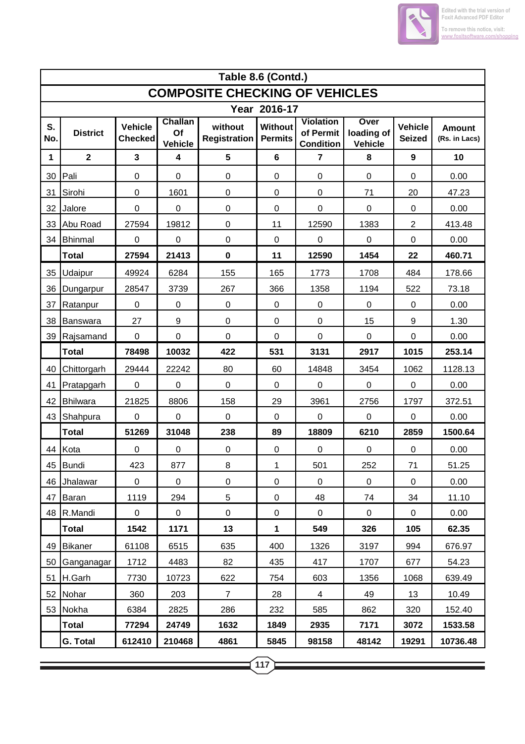Table 8.6 (Contd.)

## COMPOSITE CHECKING OF VEHICLES

Year 2016-17

| S. No. | District | Vehicle Checked | Challan Of Vehicle | without Registration | Without Permits | Violation of Permit Condition | Over loading of Vehicle | Vehicle Seized | Amount (Rs. in Lacs) |
|---|---|---|---|---|---|---|---|---|---|
| 1 | 2 | 3 | 4 | 5 | 6 | 7 | 8 | 9 | 10 |
| 30 | Pali | 0 | 0 | 0 | 0 | 0 | 0 | 0 | 0.00 |
| 31 | Sirohi | 0 | 1601 | 0 | 0 | 0 | 71 | 20 | 47.23 |
| 32 | Jalore | 0 | 0 | 0 | 0 | 0 | 0 | 0 | 0.00 |
| 33 | Abu Road | 27594 | 19812 | 0 | 11 | 12590 | 1383 | 2 | 413.48 |
| 34 | Bhinmal | 0 | 0 | 0 | 0 | 0 | 0 | 0 | 0.00 |
| | **Total** | **27594** | **21413** | **0** | **11** | **12590** | **1454** | **22** | **460.71** |
| 35 | Udaipur | 49924 | 6284 | 155 | 165 | 1773 | 1708 | 484 | 178.66 |
| 36 | Dungarpur | 28547 | 3739 | 267 | 366 | 1358 | 1194 | 522 | 73.18 |
| 37 | Ratanpur | 0 | 0 | 0 | 0 | 0 | 0 | 0 | 0.00 |
| 38 | Banswara | 27 | 9 | 0 | 0 | 0 | 15 | 9 | 1.30 |
| 39 | Rajsamand | 0 | 0 | 0 | 0 | 0 | 0 | 0 | 0.00 |
| | **Total** | **78498** | **10032** | **422** | **531** | **3131** | **2917** | **1015** | **253.14** |
| 40 | Chittorgarh | 29444 | 22242 | 80 | 60 | 14848 | 3454 | 1062 | 1128.13 |
| 41 | Pratapgarh | 0 | 0 | 0 | 0 | 0 | 0 | 0 | 0.00 |
| 42 | Bhilwara | 21825 | 8806 | 158 | 29 | 3961 | 2756 | 1797 | 372.51 |
| 43 | Shahpura | 0 | 0 | 0 | 0 | 0 | 0 | 0 | 0.00 |
| | **Total** | **51269** | **31048** | **238** | **89** | **18809** | **6210** | **2859** | **1500.64** |
| 44 | Kota | 0 | 0 | 0 | 0 | 0 | 0 | 0 | 0.00 |
| 45 | Bundi | 423 | 877 | 8 | 1 | 501 | 252 | 71 | 51.25 |
| 46 | Jhalawar | 0 | 0 | 0 | 0 | 0 | 0 | 0 | 0.00 |
| 47 | Baran | 1119 | 294 | 5 | 0 | 48 | 74 | 34 | 11.10 |
| 48 | R.Mandi | 0 | 0 | 0 | 0 | 0 | 0 | 0 | 0.00 |
| | **Total** | **1542** | **1171** | **13** | **1** | **549** | **326** | **105** | **62.35** |
| 49 | Bikaner | 61108 | 6515 | 635 | 400 | 1326 | 3197 | 994 | 676.97 |
| 50 | Ganganagar | 1712 | 4483 | 82 | 435 | 417 | 1707 | 677 | 54.23 |
| 51 | H.Garh | 7730 | 10723 | 622 | 754 | 603 | 1356 | 1068 | 639.49 |
| 52 | Nohar | 360 | 203 | 7 | 28 | 4 | 49 | 13 | 10.49 |
| 53 | Nokha | 6384 | 2825 | 286 | 232 | 585 | 862 | 320 | 152.40 |
| | **Total** | **77294** | **24749** | **1632** | **1849** | **2935** | **7171** | **3072** | **1533.58** |
| | **G. Total** | **612410** | **210468** | **4861** | **5845** | **98158** | **48142** | **19291** | **10736.48** |